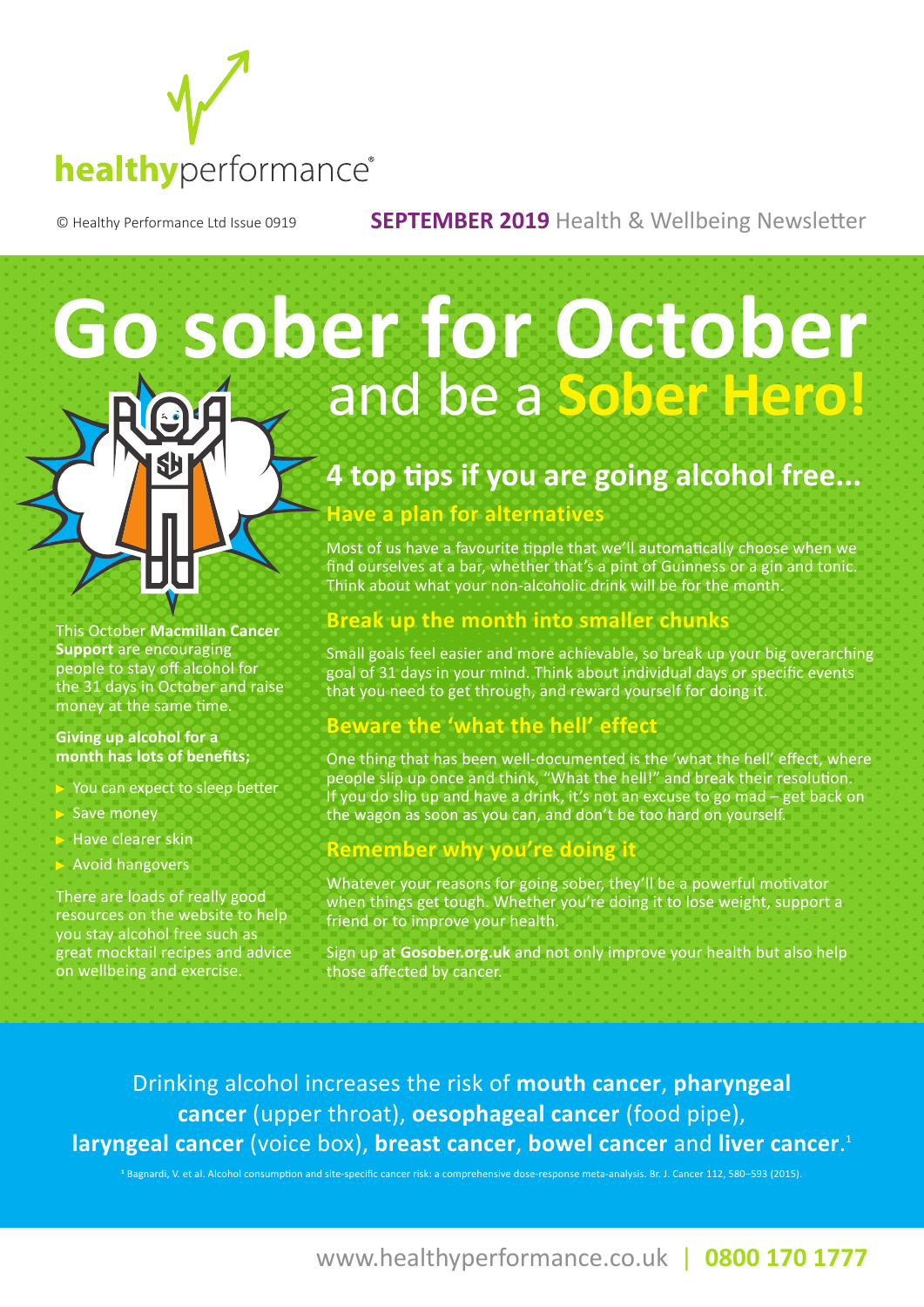healthyperformance®

© Healthy Performance Ltd Issue 0919

**SEPTEMBER 2019** Health & Wellbeing Newsletter

# Go sober for October and be a Sober Hero!

This October **Macmillan Cancer Support** are encouraging people to stay off alcohol for the 31 days in October and raise money at the same time.

**Giving up alcohol for a month has lots of benefits;**

- You can expect to sleep better
- Save money
- Have clearer skin
- Avoid hangovers

There are loads of really good resources on the website to help you stay alcohol free such as great mocktail recipes and advice on wellbeing and exercise.

## 4 top tips if you are going alcohol free...

### Have a plan for alternatives

Most of us have a favourite tipple that we'll automatically choose when we find ourselves at a bar, whether that's a pint of Guinness or a gin and tonic. Think about what your non-alcoholic drink will be for the month.

### Break up the month into smaller chunks

Small goals feel easier and more achievable, so break up your big overarching goal of 31 days in your mind. Think about individual days or specific events that you need to get through, and reward yourself for doing it.

### Beware the 'what the hell' effect

One thing that has been well-documented is the 'what the hell' effect, where people slip up once and think, "What the hell!" and break their resolution. If you do slip up and have a drink, it's not an excuse to go mad – get back on the wagon as soon as you can, and don't be too hard on yourself.

### Remember why you're doing it

Whatever your reasons for going sober, they'll be a powerful motivator when things get tough. Whether you're doing it to lose weight, support a friend or to improve your health.

Sign up at **Gosober.org.uk** and not only improve your health but also help those affected by cancer.

Drinking alcohol increases the risk of **mouth cancer**, **pharyngeal cancer** (upper throat), **oesophageal cancer** (food pipe), **laryngeal cancer** (voice box), **breast cancer**, **bowel cancer** and **liver cancer**.[1]

[1] Bagnardi, V. et al. Alcohol consumption and site-specific cancer risk: a comprehensive dose-response meta-analysis. Br. J. Cancer 112, 580–593 (2015).

www.healthyperformance.co.uk | **0800 170 1777**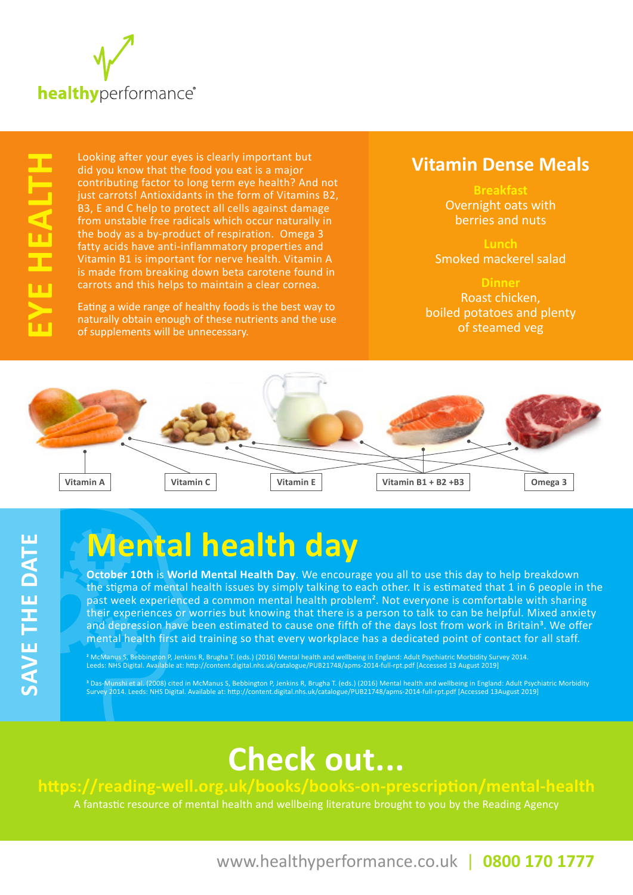healthyperformance®

# EYE HEALTH

Looking after your eyes is clearly important but did you know that the food you eat is a major contributing factor to long term eye health? And not just carrots! Antioxidants in the form of Vitamins B2, B3, E and C help to protect all cells against damage from unstable free radicals which occur naturally in the body as a by-product of respiration. Omega 3 fatty acids have anti-inflammatory properties and Vitamin B1 is important for nerve health. Vitamin A is made from breaking down beta carotene found in carrots and this helps to maintain a clear cornea.

Eating a wide range of healthy foods is the best way to naturally obtain enough of these nutrients and the use of supplements will be unnecessary.

## Vitamin Dense Meals

**Breakfast**
Overnight oats with berries and nuts

**Lunch**
Smoked mackerel salad

**Dinner**
Roast chicken, boiled potatoes and plenty of steamed veg

Vitamin A

Vitamin C

Vitamin E

Vitamin B1 + B2 +B3

Omega 3

# SAVE THE DATE

## Mental health day

**October 10th** is **World Mental Health Day**. We encourage you all to use this day to help breakdown the stigma of mental health issues by simply talking to each other. It is estimated that 1 in 6 people in the past week experienced a common mental health problem[2]. Not everyone is comfortable with sharing their experiences or worries but knowing that there is a person to talk to can be helpful. Mixed anxiety and depression have been estimated to cause one fifth of the days lost from work in Britain[3]. We offer mental health first aid training so that every workplace has a dedicated point of contact for all staff.

[2] McManus S, Bebbington P, Jenkins R, Brugha T. (eds.) (2016) Mental health and wellbeing in England: Adult Psychiatric Morbidity Survey 2014. Leeds: NHS Digital. Available at: http://content.digital.nhs.uk/catalogue/PUB21748/apms-2014-full-rpt.pdf [Accessed 13 August 2019]

[3] Das-Munshi et al. (2008) cited in McManus S, Bebbington P, Jenkins R, Brugha T. (eds.) (2016) Mental health and wellbeing in England: Adult Psychiatric Morbidity Survey 2014. Leeds: NHS Digital. Available at: http://content.digital.nhs.uk/catalogue/PUB21748/apms-2014-full-rpt.pdf [Accessed 13August 2019]

# Check out...

**https://reading-well.org.uk/books/books-on-prescription/mental-health**

A fantastic resource of mental health and wellbeing literature brought to you by the Reading Agency

www.healthyperformance.co.uk | **0800 170 1777**